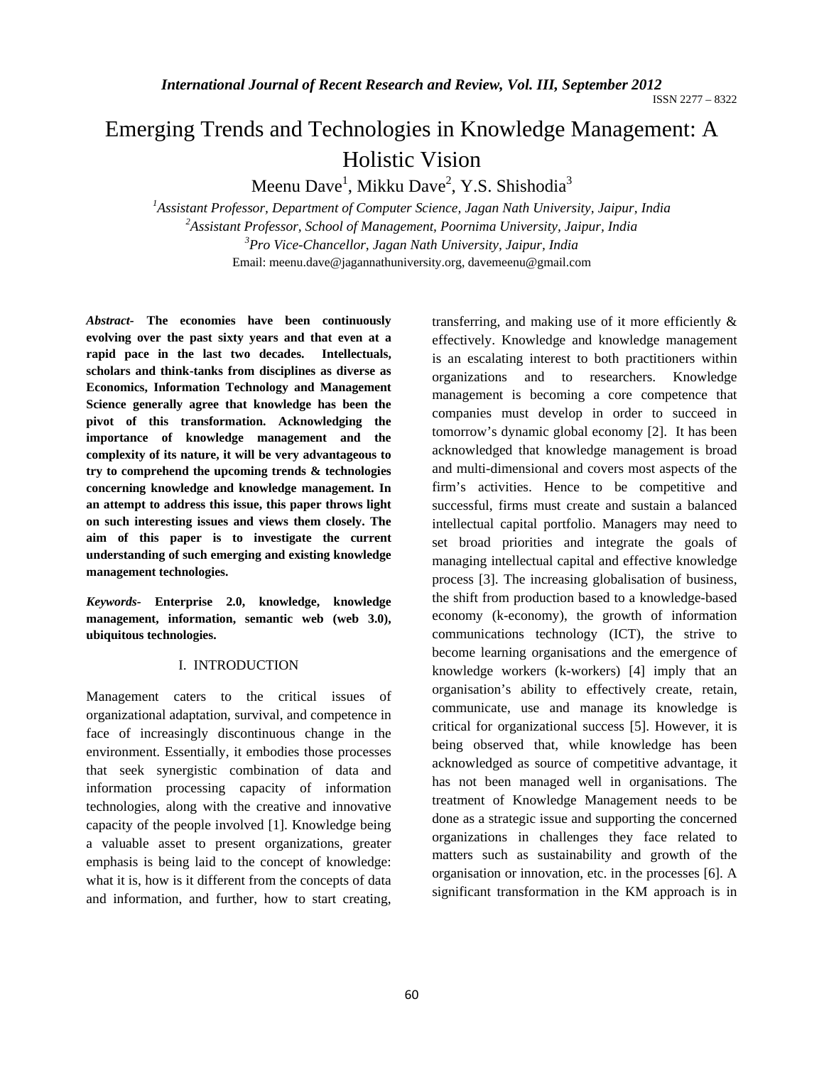# Emerging Trends and Technologies in Knowledge Management: A Holistic Vision

Meenu Dave[1], Mikku Dave[2], Y.S. Shishodia[3]

[1] *Assistant Professor, Department of Computer Science, Jagan Nath University, Jaipur, India*
[2] *Assistant Professor, School of Management, Poornima University, Jaipur, India*
[3] *Pro Vice-Chancellor, Jagan Nath University, Jaipur, India*

Email: meenu.dave@jagannathuniversity.org, davemeenu@gmail.com

***Abstract*- The economies have been continuously evolving over the past sixty years and that even at a rapid pace in the last two decades. Intellectuals, scholars and think-tanks from disciplines as diverse as Economics, Information Technology and Management Science generally agree that knowledge has been the pivot of this transformation. Acknowledging the importance of knowledge management and the complexity of its nature, it will be very advantageous to try to comprehend the upcoming trends & technologies concerning knowledge and knowledge management. In an attempt to address this issue, this paper throws light on such interesting issues and views them closely. The aim of this paper is to investigate the current understanding of such emerging and existing knowledge management technologies.**

***Keywords*- Enterprise 2.0, knowledge, knowledge management, information, semantic web (web 3.0), ubiquitous technologies.**

## I. INTRODUCTION

Management caters to the critical issues of organizational adaptation, survival, and competence in face of increasingly discontinuous change in the environment. Essentially, it embodies those processes that seek synergistic combination of data and information processing capacity of information technologies, along with the creative and innovative capacity of the people involved [1]. Knowledge being a valuable asset to present organizations, greater emphasis is being laid to the concept of knowledge: what it is, how is it different from the concepts of data and information, and further, how to start creating, transferring, and making use of it more efficiently & effectively. Knowledge and knowledge management is an escalating interest to both practitioners within organizations and to researchers. Knowledge management is becoming a core competence that companies must develop in order to succeed in tomorrow's dynamic global economy [2]. It has been acknowledged that knowledge management is broad and multi-dimensional and covers most aspects of the firm's activities. Hence to be competitive and successful, firms must create and sustain a balanced intellectual capital portfolio. Managers may need to set broad priorities and integrate the goals of managing intellectual capital and effective knowledge process [3]. The increasing globalisation of business, the shift from production based to a knowledge-based economy (k-economy), the growth of information communications technology (ICT), the strive to become learning organisations and the emergence of knowledge workers (k-workers) [4] imply that an organisation's ability to effectively create, retain, communicate, use and manage its knowledge is critical for organizational success [5]. However, it is being observed that, while knowledge has been acknowledged as source of competitive advantage, it has not been managed well in organisations. The treatment of Knowledge Management needs to be done as a strategic issue and supporting the concerned organizations in challenges they face related to matters such as sustainability and growth of the organisation or innovation, etc. in the processes [6]. A significant transformation in the KM approach is in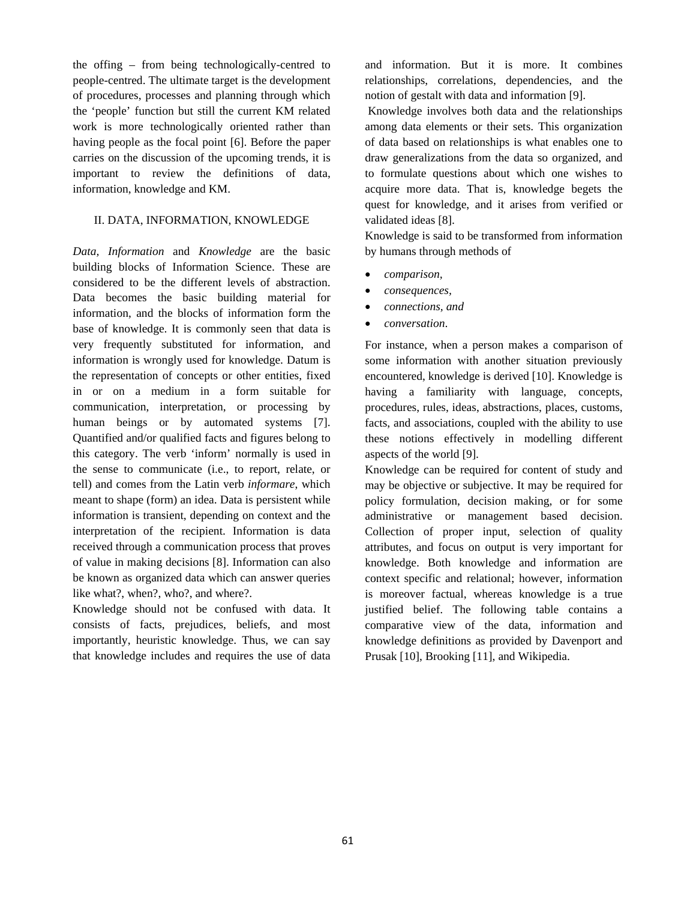the offing – from being technologically-centred to people-centred. The ultimate target is the development of procedures, processes and planning through which the 'people' function but still the current KM related work is more technologically oriented rather than having people as the focal point [6]. Before the paper carries on the discussion of the upcoming trends, it is important to review the definitions of data, information, knowledge and KM.

## II. DATA, INFORMATION, KNOWLEDGE

*Data, Information* and *Knowledge* are the basic building blocks of Information Science. These are considered to be the different levels of abstraction. Data becomes the basic building material for information, and the blocks of information form the base of knowledge. It is commonly seen that data is very frequently substituted for information, and information is wrongly used for knowledge. Datum is the representation of concepts or other entities, fixed in or on a medium in a form suitable for communication, interpretation, or processing by human beings or by automated systems [7]. Quantified and/or qualified facts and figures belong to this category. The verb 'inform' normally is used in the sense to communicate (i.e., to report, relate, or tell) and comes from the Latin verb *informare,* which meant to shape (form) an idea. Data is persistent while information is transient, depending on context and the interpretation of the recipient. Information is data received through a communication process that proves of value in making decisions [8]. Information can also be known as organized data which can answer queries like what?, when?, who?, and where?.

Knowledge should not be confused with data. It consists of facts, prejudices, beliefs, and most importantly, heuristic knowledge. Thus, we can say that knowledge includes and requires the use of data and information. But it is more. It combines relationships, correlations, dependencies, and the notion of gestalt with data and information [9].

Knowledge involves both data and the relationships among data elements or their sets. This organization of data based on relationships is what enables one to draw generalizations from the data so organized, and to formulate questions about which one wishes to acquire more data. That is, knowledge begets the quest for knowledge, and it arises from verified or validated ideas [8].

Knowledge is said to be transformed from information by humans through methods of

- *comparison,*
- *consequences,*
- *connections, and*
- *conversation.*

For instance, when a person makes a comparison of some information with another situation previously encountered, knowledge is derived [10]. Knowledge is having a familiarity with language, concepts, procedures, rules, ideas, abstractions, places, customs, facts, and associations, coupled with the ability to use these notions effectively in modelling different aspects of the world [9].

Knowledge can be required for content of study and may be objective or subjective. It may be required for policy formulation, decision making, or for some administrative or management based decision. Collection of proper input, selection of quality attributes, and focus on output is very important for knowledge. Both knowledge and information are context specific and relational; however, information is moreover factual, whereas knowledge is a true justified belief. The following table contains a comparative view of the data, information and knowledge definitions as provided by Davenport and Prusak [10], Brooking [11], and Wikipedia.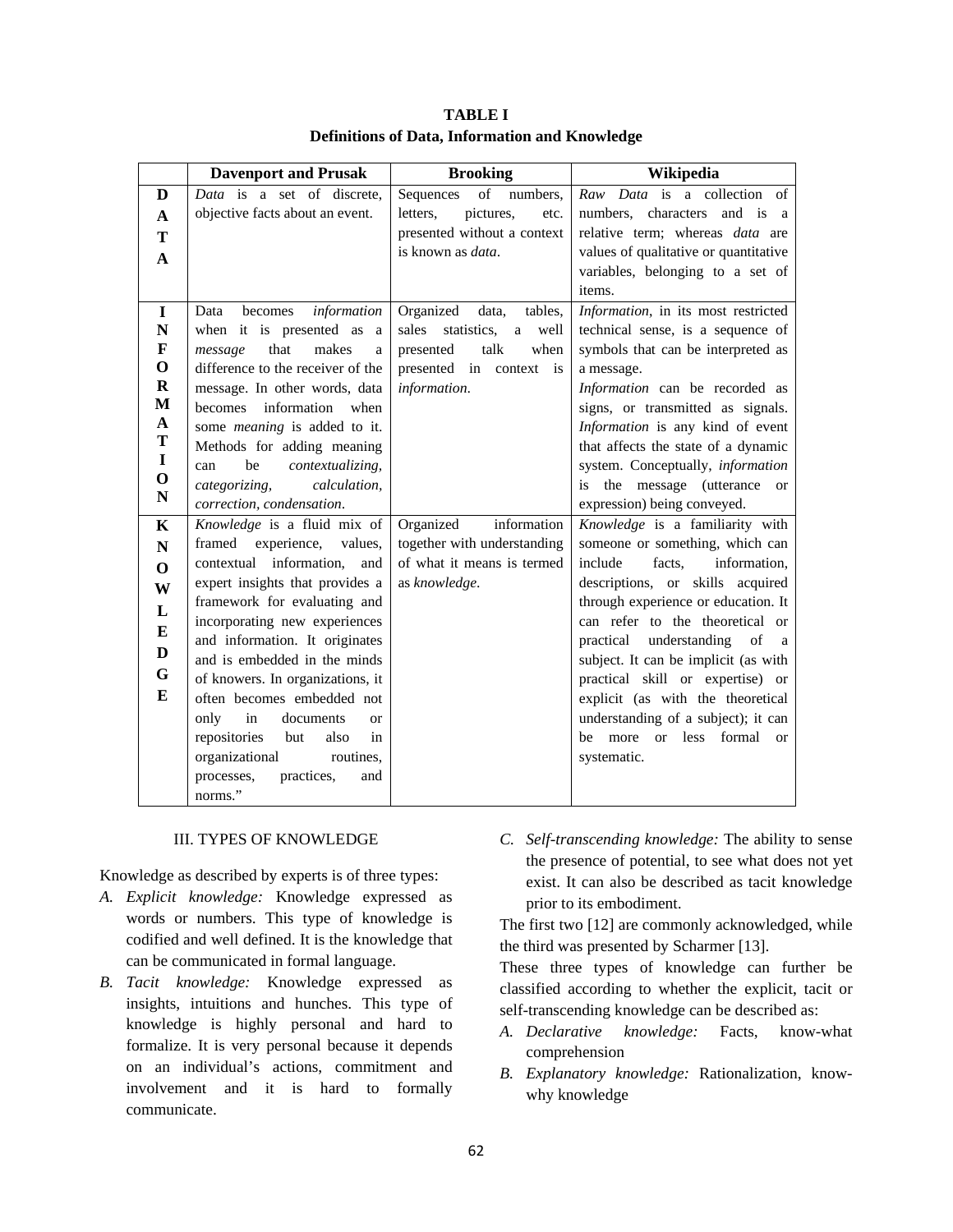**TABLE I**
**Definitions of Data, Information and Knowledge**

| | Davenport and Prusak | Brooking | Wikipedia |
|---|---|---|---|
| **DATA** | *Data* is a set of discrete, objective facts about an event. | Sequences of numbers, letters, pictures, etc. presented without a context is known as *data*. | *Raw Data* is a collection of numbers, characters and is a relative term; whereas *data* are values of qualitative or quantitative variables, belonging to a set of items. |
| **INFORMATION** | Data becomes *information* when it is presented as a *message* that makes a difference to the receiver of the message. In other words, data becomes information when some *meaning* is added to it. Methods for adding meaning can be *contextualizing, categorizing, calculation, correction, condensation*. | Organized data, tables, sales statistics, a well presented talk when presented in context is *information*. | *Information*, in its most restricted technical sense, is a sequence of symbols that can be interpreted as a message. *Information* can be recorded as signs, or transmitted as signals. *Information* is any kind of event that affects the state of a dynamic system. Conceptually, *information* is the message (utterance or expression) being conveyed. |
| **KNOWLEDGE** | *Knowledge* is a fluid mix of framed experience, values, contextual information, and expert insights that provides a framework for evaluating and incorporating new experiences and information. It originates and is embedded in the minds of knowers. In organizations, it often becomes embedded not only in documents or repositories but also in organizational routines, processes, practices, and norms." | Organized information together with understanding of what it means is termed as *knowledge*. | *Knowledge* is a familiarity with someone or something, which can include facts, information, descriptions, or skills acquired through experience or education. It can refer to the theoretical or practical understanding of a subject. It can be implicit (as with practical skill or expertise) or explicit (as with the theoretical understanding of a subject); it can be more or less formal or systematic. |

## III. TYPES OF KNOWLEDGE

Knowledge as described by experts is of three types:

*A. Explicit knowledge:* Knowledge expressed as words or numbers. This type of knowledge is codified and well defined. It is the knowledge that can be communicated in formal language.

*B. Tacit knowledge:* Knowledge expressed as insights, intuitions and hunches. This type of knowledge is highly personal and hard to formalize. It is very personal because it depends on an individual's actions, commitment and involvement and it is hard to formally communicate.

*C. Self-transcending knowledge:* The ability to sense the presence of potential, to see what does not yet exist. It can also be described as tacit knowledge prior to its embodiment.

The first two [12] are commonly acknowledged, while the third was presented by Scharmer [13].

These three types of knowledge can further be classified according to whether the explicit, tacit or self-transcending knowledge can be described as:

*A. Declarative knowledge:* Facts, know-what comprehension

*B. Explanatory knowledge:* Rationalization, know-why knowledge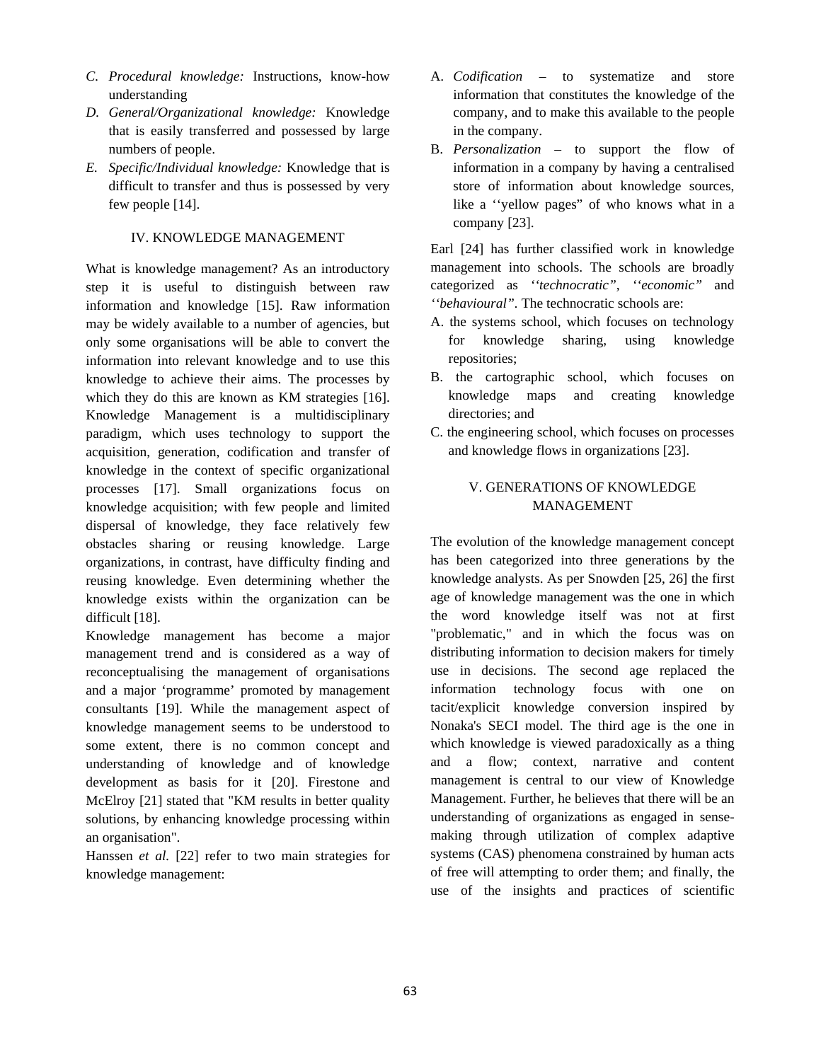C. *Procedural knowledge:* Instructions, know-how understanding
D. *General/Organizational knowledge:* Knowledge that is easily transferred and possessed by large numbers of people.
E. *Specific/Individual knowledge:* Knowledge that is difficult to transfer and thus is possessed by very few people [14].

## IV. KNOWLEDGE MANAGEMENT

What is knowledge management? As an introductory step it is useful to distinguish between raw information and knowledge [15]. Raw information may be widely available to a number of agencies, but only some organisations will be able to convert the information into relevant knowledge and to use this knowledge to achieve their aims. The processes by which they do this are known as KM strategies [16]. Knowledge Management is a multidisciplinary paradigm, which uses technology to support the acquisition, generation, codification and transfer of knowledge in the context of specific organizational processes [17]. Small organizations focus on knowledge acquisition; with few people and limited dispersal of knowledge, they face relatively few obstacles sharing or reusing knowledge. Large organizations, in contrast, have difficulty finding and reusing knowledge. Even determining whether the knowledge exists within the organization can be difficult [18].

Knowledge management has become a major management trend and is considered as a way of reconceptualising the management of organisations and a major 'programme' promoted by management consultants [19]. While the management aspect of knowledge management seems to be understood to some extent, there is no common concept and understanding of knowledge and of knowledge development as basis for it [20]. Firestone and McElroy [21] stated that "KM results in better quality solutions, by enhancing knowledge processing within an organisation".

Hanssen *et al.* [22] refer to two main strategies for knowledge management:

A. *Codification* – to systematize and store information that constitutes the knowledge of the company, and to make this available to the people in the company.
B. *Personalization* – to support the flow of information in a company by having a centralised store of information about knowledge sources, like a ''yellow pages" of who knows what in a company [23].

Earl [24] has further classified work in knowledge management into schools. The schools are broadly categorized as *''technocratic", ''economic"* and *''behavioural".* The technocratic schools are:

A. the systems school, which focuses on technology for knowledge sharing, using knowledge repositories;
B. the cartographic school, which focuses on knowledge maps and creating knowledge directories; and
C. the engineering school, which focuses on processes and knowledge flows in organizations [23].

## V. GENERATIONS OF KNOWLEDGE MANAGEMENT

The evolution of the knowledge management concept has been categorized into three generations by the knowledge analysts. As per Snowden [25, 26] the first age of knowledge management was the one in which the word knowledge itself was not at first "problematic," and in which the focus was on distributing information to decision makers for timely use in decisions. The second age replaced the information technology focus with one on tacit/explicit knowledge conversion inspired by Nonaka's SECI model. The third age is the one in which knowledge is viewed paradoxically as a thing and a flow; context, narrative and content management is central to our view of Knowledge Management. Further, he believes that there will be an understanding of organizations as engaged in sense-making through utilization of complex adaptive systems (CAS) phenomena constrained by human acts of free will attempting to order them; and finally, the use of the insights and practices of scientific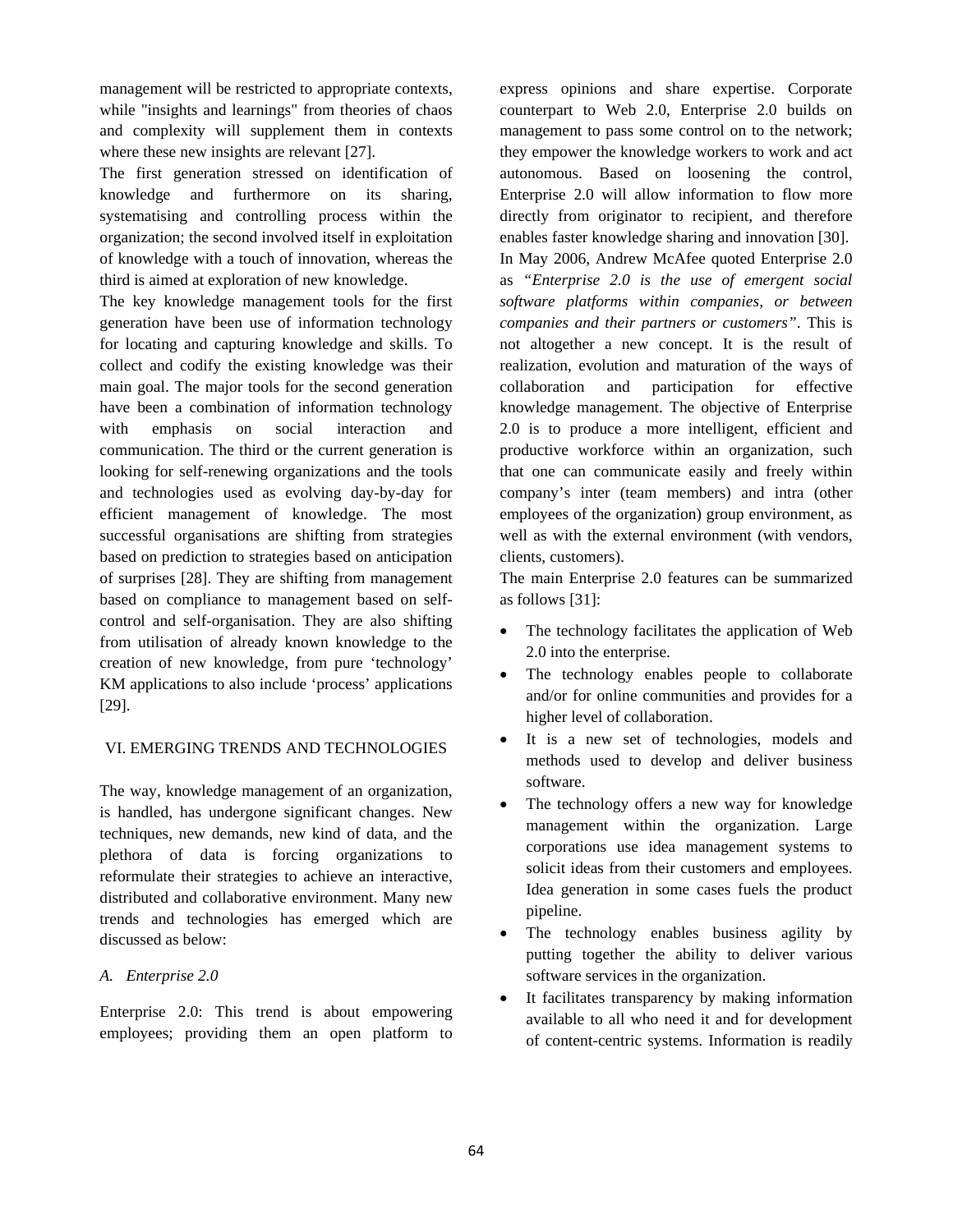management will be restricted to appropriate contexts, while "insights and learnings" from theories of chaos and complexity will supplement them in contexts where these new insights are relevant [27].

The first generation stressed on identification of knowledge and furthermore on its sharing, systematising and controlling process within the organization; the second involved itself in exploitation of knowledge with a touch of innovation, whereas the third is aimed at exploration of new knowledge.

The key knowledge management tools for the first generation have been use of information technology for locating and capturing knowledge and skills. To collect and codify the existing knowledge was their main goal. The major tools for the second generation have been a combination of information technology with emphasis on social interaction and communication. The third or the current generation is looking for self-renewing organizations and the tools and technologies used as evolving day-by-day for efficient management of knowledge. The most successful organisations are shifting from strategies based on prediction to strategies based on anticipation of surprises [28]. They are shifting from management based on compliance to management based on self-control and self-organisation. They are also shifting from utilisation of already known knowledge to the creation of new knowledge, from pure 'technology' KM applications to also include 'process' applications [29].

## VI. EMERGING TRENDS AND TECHNOLOGIES

The way, knowledge management of an organization, is handled, has undergone significant changes. New techniques, new demands, new kind of data, and the plethora of data is forcing organizations to reformulate their strategies to achieve an interactive, distributed and collaborative environment. Many new trends and technologies has emerged which are discussed as below:

### *A. Enterprise 2.0*

Enterprise 2.0: This trend is about empowering employees; providing them an open platform to express opinions and share expertise. Corporate counterpart to Web 2.0, Enterprise 2.0 builds on management to pass some control on to the network; they empower the knowledge workers to work and act autonomous. Based on loosening the control, Enterprise 2.0 will allow information to flow more directly from originator to recipient, and therefore enables faster knowledge sharing and innovation [30].

In May 2006, Andrew McAfee quoted Enterprise 2.0 as "*Enterprise 2.0 is the use of emergent social software platforms within companies, or between companies and their partners or customers*". This is not altogether a new concept. It is the result of realization, evolution and maturation of the ways of collaboration and participation for effective knowledge management. The objective of Enterprise 2.0 is to produce a more intelligent, efficient and productive workforce within an organization, such that one can communicate easily and freely within company's inter (team members) and intra (other employees of the organization) group environment, as well as with the external environment (with vendors, clients, customers).

The main Enterprise 2.0 features can be summarized as follows [31]:

- The technology facilitates the application of Web 2.0 into the enterprise.
- The technology enables people to collaborate and/or for online communities and provides for a higher level of collaboration.
- It is a new set of technologies, models and methods used to develop and deliver business software.
- The technology offers a new way for knowledge management within the organization. Large corporations use idea management systems to solicit ideas from their customers and employees. Idea generation in some cases fuels the product pipeline.
- The technology enables business agility by putting together the ability to deliver various software services in the organization.
- It facilitates transparency by making information available to all who need it and for development of content-centric systems. Information is readily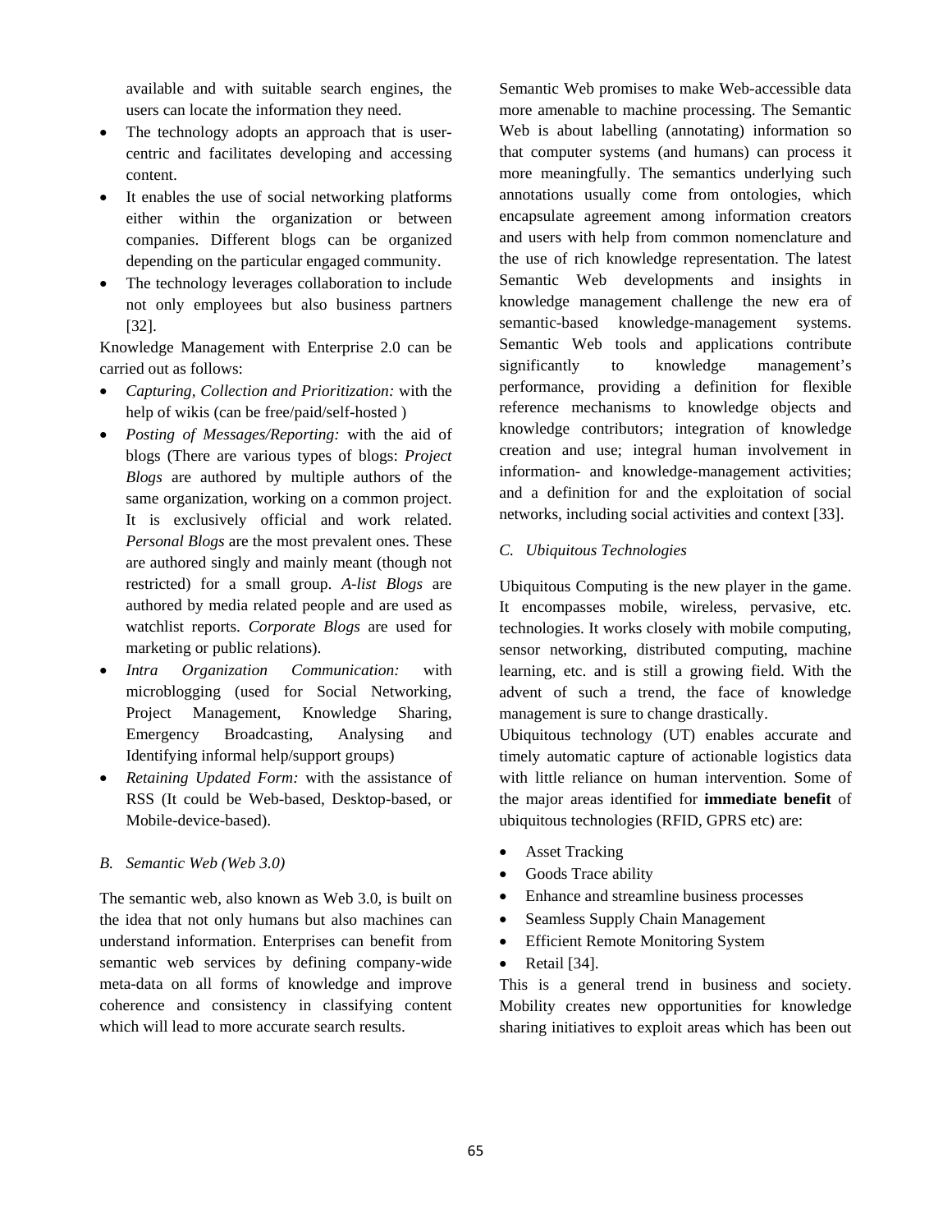available and with suitable search engines, the users can locate the information they need.

- The technology adopts an approach that is user-centric and facilitates developing and accessing content.
- It enables the use of social networking platforms either within the organization or between companies. Different blogs can be organized depending on the particular engaged community.
- The technology leverages collaboration to include not only employees but also business partners [32].

Knowledge Management with Enterprise 2.0 can be carried out as follows:

- *Capturing, Collection and Prioritization:* with the help of wikis (can be free/paid/self-hosted )
- *Posting of Messages/Reporting:* with the aid of blogs (There are various types of blogs: *Project Blogs* are authored by multiple authors of the same organization, working on a common project. It is exclusively official and work related. *Personal Blogs* are the most prevalent ones. These are authored singly and mainly meant (though not restricted) for a small group. *A-list Blogs* are authored by media related people and are used as watchlist reports. *Corporate Blogs* are used for marketing or public relations).
- *Intra Organization Communication:* with microblogging (used for Social Networking, Project Management, Knowledge Sharing, Emergency Broadcasting, Analysing and Identifying informal help/support groups)
- *Retaining Updated Form:* with the assistance of RSS (It could be Web-based, Desktop-based, or Mobile-device-based).

### B. Semantic Web (Web 3.0)

The semantic web, also known as Web 3.0, is built on the idea that not only humans but also machines can understand information. Enterprises can benefit from semantic web services by defining company-wide meta-data on all forms of knowledge and improve coherence and consistency in classifying content which will lead to more accurate search results.

Semantic Web promises to make Web-accessible data more amenable to machine processing. The Semantic Web is about labelling (annotating) information so that computer systems (and humans) can process it more meaningfully. The semantics underlying such annotations usually come from ontologies, which encapsulate agreement among information creators and users with help from common nomenclature and the use of rich knowledge representation. The latest Semantic Web developments and insights in knowledge management challenge the new era of semantic-based knowledge-management systems. Semantic Web tools and applications contribute significantly to knowledge management's performance, providing a definition for flexible reference mechanisms to knowledge objects and knowledge contributors; integration of knowledge creation and use; integral human involvement in information- and knowledge-management activities; and a definition for and the exploitation of social networks, including social activities and context [33].

### C. Ubiquitous Technologies

Ubiquitous Computing is the new player in the game. It encompasses mobile, wireless, pervasive, etc. technologies. It works closely with mobile computing, sensor networking, distributed computing, machine learning, etc. and is still a growing field. With the advent of such a trend, the face of knowledge management is sure to change drastically.

Ubiquitous technology (UT) enables accurate and timely automatic capture of actionable logistics data with little reliance on human intervention. Some of the major areas identified for **immediate benefit** of ubiquitous technologies (RFID, GPRS etc) are:

- Asset Tracking
- Goods Trace ability
- Enhance and streamline business processes
- Seamless Supply Chain Management
- Efficient Remote Monitoring System
- Retail [34].

This is a general trend in business and society. Mobility creates new opportunities for knowledge sharing initiatives to exploit areas which has been out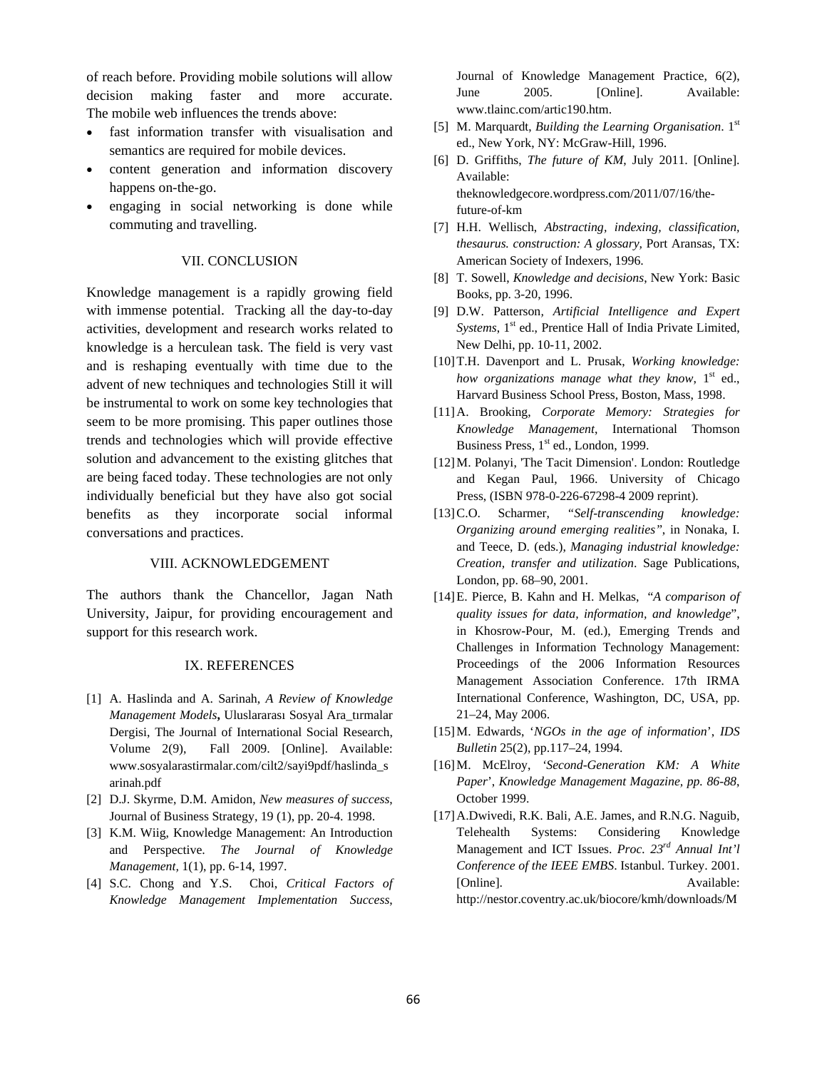of reach before. Providing mobile solutions will allow decision making faster and more accurate. The mobile web influences the trends above:

- fast information transfer with visualisation and semantics are required for mobile devices.
- content generation and information discovery happens on-the-go.
- engaging in social networking is done while commuting and travelling.

## VII. CONCLUSION

Knowledge management is a rapidly growing field with immense potential. Tracking all the day-to-day activities, development and research works related to knowledge is a herculean task. The field is very vast and is reshaping eventually with time due to the advent of new techniques and technologies Still it will be instrumental to work on some key technologies that seem to be more promising. This paper outlines those trends and technologies which will provide effective solution and advancement to the existing glitches that are being faced today. These technologies are not only individually beneficial but they have also got social benefits as they incorporate social informal conversations and practices.

## VIII. ACKNOWLEDGEMENT

The authors thank the Chancellor, Jagan Nath University, Jaipur, for providing encouragement and support for this research work.

## IX. REFERENCES

[1] A. Haslinda and A. Sarinah, *A Review of Knowledge Management Models*, Uluslararası Sosyal Ara_tırmalar Dergisi, The Journal of International Social Research, Volume 2(9), Fall 2009. [Online]. Available: www.sosyalarastirmalar.com/cilt2/sayi9pdf/haslinda_sarinah.pdf

[2] D.J. Skyrme, D.M. Amidon, *New measures of success*, Journal of Business Strategy, 19 (1), pp. 20-4. 1998.

[3] K.M. Wiig, Knowledge Management: An Introduction and Perspective. *The Journal of Knowledge Management*, 1(1), pp. 6-14, 1997.

[4] S.C. Chong and Y.S. Choi, *Critical Factors of Knowledge Management Implementation Success*, Journal of Knowledge Management Practice, 6(2), June 2005. [Online]. Available: www.tlainc.com/artic190.htm.

[5] M. Marquardt, *Building the Learning Organisation*. 1st ed., New York, NY: McGraw-Hill, 1996.

[6] D. Griffiths, *The future of KM*, July 2011. [Online]. Available: theknowledgecore.wordpress.com/2011/07/16/the-future-of-km

[7] H.H. Wellisch, *Abstracting, indexing, classification, thesaurus. construction: A glossary*, Port Aransas, TX: American Society of Indexers, 1996.

[8] T. Sowell, *Knowledge and decisions*, New York: Basic Books, pp. 3-20, 1996.

[9] D.W. Patterson, *Artificial Intelligence and Expert Systems*, 1st ed., Prentice Hall of India Private Limited, New Delhi, pp. 10-11, 2002.

[10] T.H. Davenport and L. Prusak, *Working knowledge: how organizations manage what they know*, 1st ed., Harvard Business School Press, Boston, Mass, 1998.

[11] A. Brooking, *Corporate Memory: Strategies for Knowledge Management*, International Thomson Business Press, 1st ed., London, 1999.

[12] M. Polanyi, 'The Tacit Dimension'. London: Routledge and Kegan Paul, 1966. University of Chicago Press, (ISBN 978-0-226-67298-4 2009 reprint).

[13] C.O. Scharmer, "*Self-transcending knowledge: Organizing around emerging realities"*, in Nonaka, I. and Teece, D. (eds.), *Managing industrial knowledge: Creation, transfer and utilization*. Sage Publications, London, pp. 68–90, 2001.

[14] E. Pierce, B. Kahn and H. Melkas, "*A comparison of quality issues for data, information, and knowledge*", in Khosrow-Pour, M. (ed.), Emerging Trends and Challenges in Information Technology Management: Proceedings of the 2006 Information Resources Management Association Conference. 17th IRMA International Conference, Washington, DC, USA, pp. 21–24, May 2006.

[15] M. Edwards, '*NGOs in the age of information*', *IDS Bulletin* 25(2), pp.117–24, 1994.

[16] M. McElroy, '*Second-Generation KM: A White Paper*', *Knowledge Management Magazine, pp. 86-88*, October 1999.

[17] A.Dwivedi, R.K. Bali, A.E. James, and R.N.G. Naguib, Telehealth Systems: Considering Knowledge Management and ICT Issues. *Proc. 23rd Annual Int'l Conference of the IEEE EMBS*. Istanbul. Turkey. 2001. [Online]. Available: http://nestor.coventry.ac.uk/biocore/kmh/downloads/M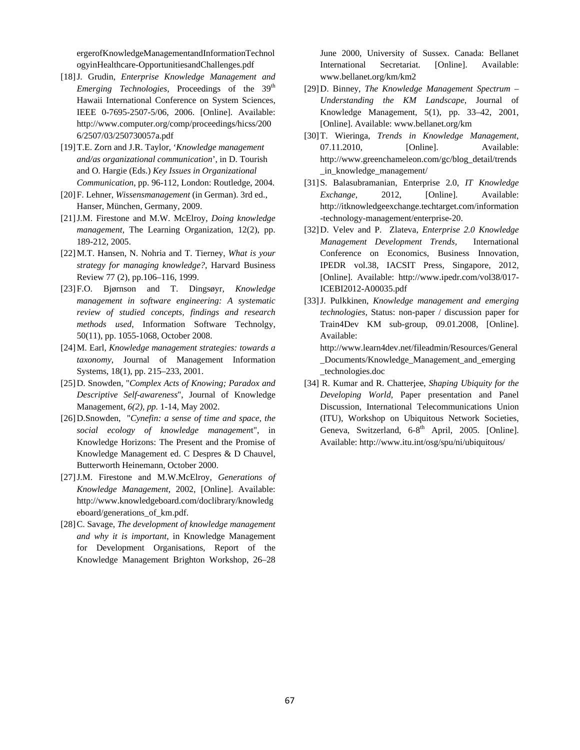ergerofKnowledgeManagementandInformationTechnologyinHealthcare-OpportunitiesandChallenges.pdf

[18] J. Grudin, *Enterprise Knowledge Management and Emerging Technologies*, Proceedings of the 39th Hawaii International Conference on System Sciences, IEEE 0-7695-2507-5/06, 2006. [Online]. Available: http://www.computer.org/comp/proceedings/hicss/2006/2507/03/250730057a.pdf

[19] T.E. Zorn and J.R. Taylor, '*Knowledge management and/as organizational communication*', in D. Tourish and O. Hargie (Eds.) *Key Issues in Organizational Communication*, pp. 96-112, London: Routledge, 2004.

[20] F. Lehner, *Wissensmanagement* (in German). 3rd ed., Hanser, München, Germany, 2009.

[21] J.M. Firestone and M.W. McElroy, *Doing knowledge management*, The Learning Organization, 12(2), pp. 189-212, 2005.

[22] M.T. Hansen, N. Nohria and T. Tierney, *What is your strategy for managing knowledge?*, Harvard Business Review 77 (2), pp.106–116, 1999.

[23] F.O. Bjørnson and T. Dingsøyr, *Knowledge management in software engineering: A systematic review of studied concepts, findings and research methods used*, Information Software Technolgy, 50(11), pp. 1055-1068, October 2008.

[24] M. Earl, *Knowledge management strategies: towards a taxonomy*, Journal of Management Information Systems, 18(1), pp. 215–233, 2001.

[25] D. Snowden, "*Complex Acts of Knowing; Paradox and Descriptive Self-awareness*", Journal of Knowledge Management, *6(2), pp.* 1-14, May 2002.

[26] D.Snowden, "*Cynefin: a sense of time and space, the social ecology of knowledge management*", in Knowledge Horizons: The Present and the Promise of Knowledge Management ed. C Despres & D Chauvel, Butterworth Heinemann, October 2000.

[27] J.M. Firestone and M.W.McElroy, *Generations of Knowledge Management*, 2002, [Online]. Available: http://www.knowledgeboard.com/doclibrary/knowledgeboard/generations_of_km.pdf.

[28] C. Savage, *The development of knowledge management and why it is important*, in Knowledge Management for Development Organisations, Report of the Knowledge Management Brighton Workshop, 26–28 June 2000, University of Sussex. Canada: Bellanet International Secretariat. [Online]. Available: www.bellanet.org/km/km2

[29] D. Binney, *The Knowledge Management Spectrum – Understanding the KM Landscape*, Journal of Knowledge Management, 5(1), pp. 33–42, 2001, [Online]. Available: www.bellanet.org/km

[30] T. Wieringa, *Trends in Knowledge Management*, 07.11.2010, [Online]. Available: http://www.greenchameleon.com/gc/blog_detail/trends_in_knowledge_management/

[31] S. Balasubramanian, Enterprise 2.0, *IT Knowledge Exchange*, 2012, [Online]. Available: http://itknowledgeexchange.techtarget.com/information-technology-management/enterprise-20.

[32] D. Velev and P. Zlateva, *Enterprise 2.0 Knowledge Management Development Trends*, International Conference on Economics, Business Innovation, IPEDR vol.38, IACSIT Press, Singapore, 2012, [Online]. Available: http://www.ipedr.com/vol38/017-ICEBI2012-A00035.pdf

[33] J. Pulkkinen, *Knowledge management and emerging technologies*, Status: non-paper / discussion paper for Train4Dev KM sub-group, 09.01.2008, [Online]. Available: http://www.learn4dev.net/fileadmin/Resources/General_Documents/Knowledge_Management_and_emerging_technologies.doc

[34] R. Kumar and R. Chatterjee, *Shaping Ubiquity for the Developing World*, Paper presentation and Panel Discussion, International Telecommunications Union (ITU), Workshop on Ubiquitous Network Societies, Geneva, Switzerland, 6-8th April, 2005. [Online]. Available: http://www.itu.int/osg/spu/ni/ubiquitous/